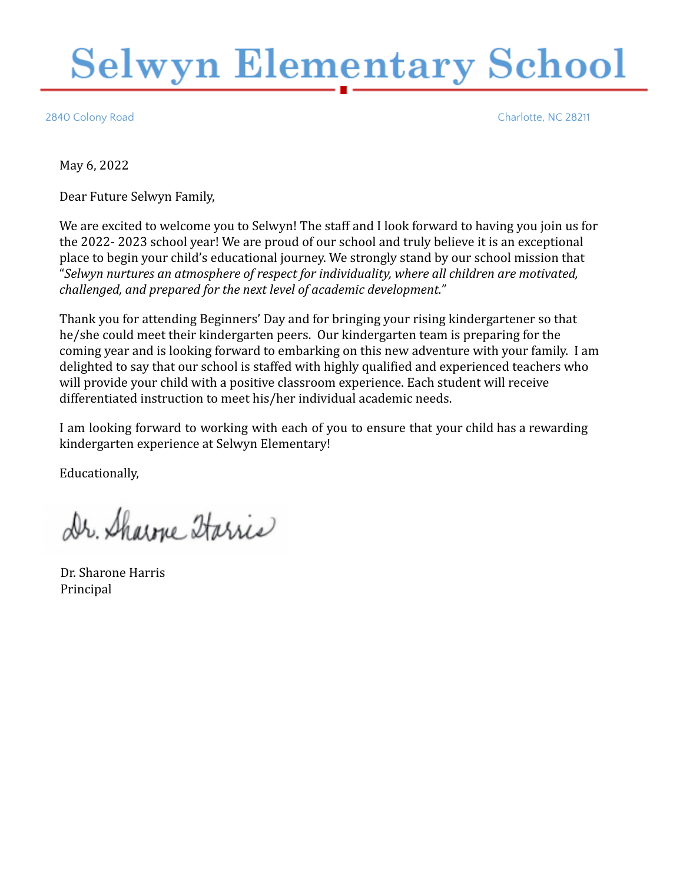# Selwyn Elementary School

2840 Colony Road　　　　Charlotte, NC 28211

May 6, 2022

Dear Future Selwyn Family,

We are excited to welcome you to Selwyn! The staff and I look forward to having you join us for the 2022- 2023 school year! We are proud of our school and truly believe it is an exceptional place to begin your child's educational journey. We strongly stand by our school mission that "*Selwyn nurtures an atmosphere of respect for individuality, where all children are motivated, challenged, and prepared for the next level of academic development.*"

Thank you for attending Beginners' Day and for bringing your rising kindergartener so that he/she could meet their kindergarten peers. Our kindergarten team is preparing for the coming year and is looking forward to embarking on this new adventure with your family. I am delighted to say that our school is staffed with highly qualified and experienced teachers who will provide your child with a positive classroom experience. Each student will receive differentiated instruction to meet his/her individual academic needs.

I am looking forward to working with each of you to ensure that your child has a rewarding kindergarten experience at Selwyn Elementary!

Educationally,

Dr. Sharone Harris

Dr. Sharone Harris
Principal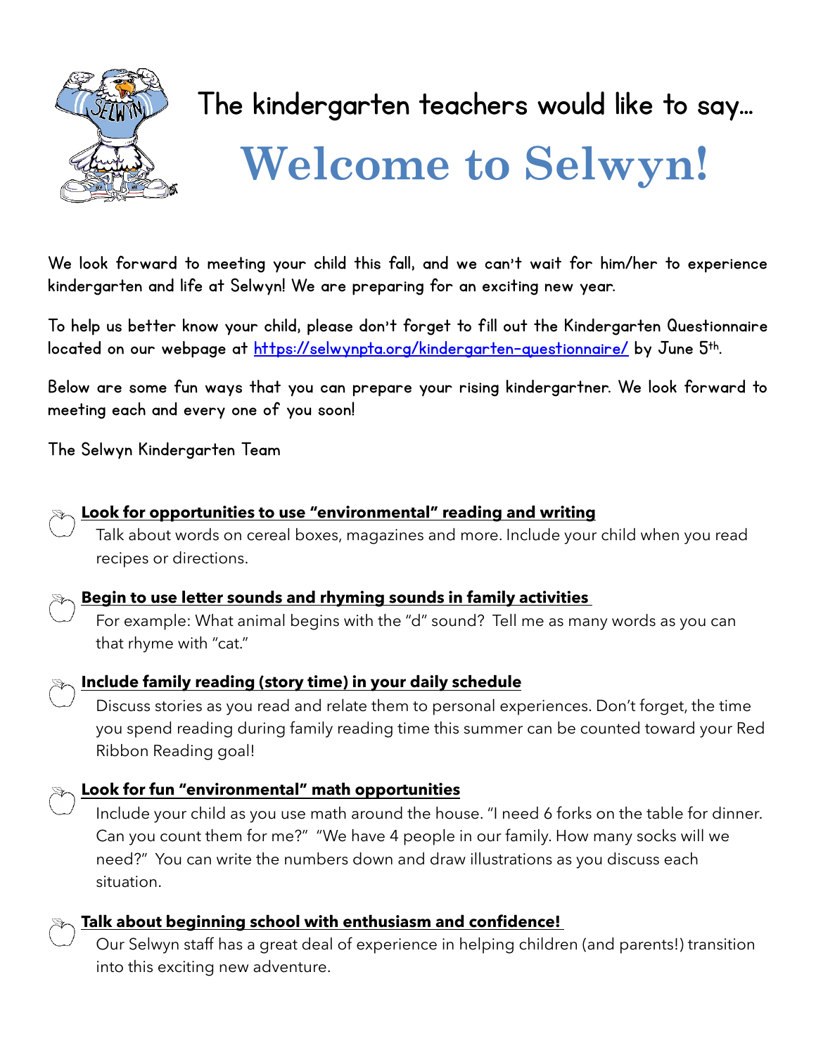The kindergarten teachers would like to say…

# Welcome to Selwyn!

We look forward to meeting your child this fall, and we can't wait for him/her to experience kindergarten and life at Selwyn! We are preparing for an exciting new year.

To help us better know your child, please don't forget to fill out the Kindergarten Questionnaire located on our webpage at https://selwynpta.org/kindergarten-questionnaire/ by June 5th.

Below are some fun ways that you can prepare your rising kindergartner. We look forward to meeting each and every one of you soon!

The Selwyn Kindergarten Team

**Look for opportunities to use "environmental" reading and writing**

Talk about words on cereal boxes, magazines and more. Include your child when you read recipes or directions.

**Begin to use letter sounds and rhyming sounds in family activities**

For example: What animal begins with the "d" sound? Tell me as many words as you can that rhyme with "cat."

**Include family reading (story time) in your daily schedule**

Discuss stories as you read and relate them to personal experiences. Don't forget, the time you spend reading during family reading time this summer can be counted toward your Red Ribbon Reading goal!

**Look for fun "environmental" math opportunities**

Include your child as you use math around the house. "I need 6 forks on the table for dinner. Can you count them for me?" "We have 4 people in our family. How many socks will we need?" You can write the numbers down and draw illustrations as you discuss each situation.

**Talk about beginning school with enthusiasm and confidence!**

Our Selwyn staff has a great deal of experience in helping children (and parents!) transition into this exciting new adventure.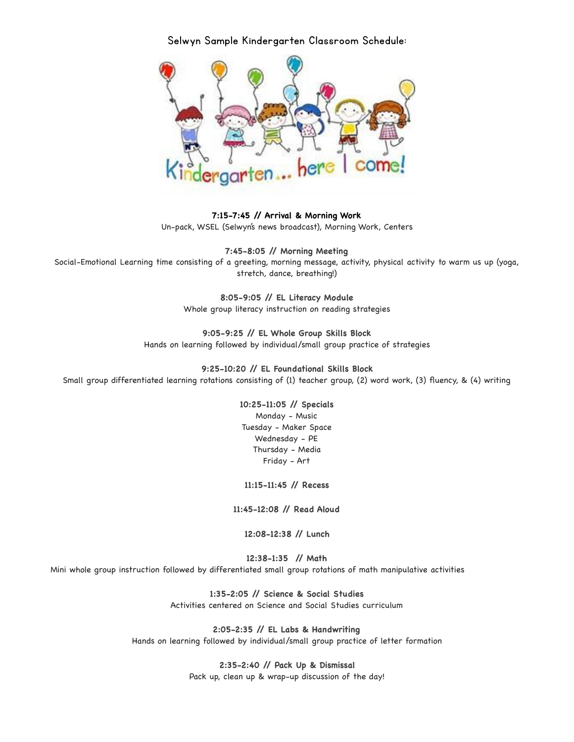# Selwyn Sample Kindergarten Classroom Schedule:

**7:15-7:45 // Arrival & Morning Work**
Un-pack, WSEL (Selwyn's news broadcast), Morning Work, Centers

**7:45-8:05 // Morning Meeting**
Social-Emotional Learning time consisting of a greeting, morning message, activity, physical activity to warm us up (yoga, stretch, dance, breathing!)

**8:05-9:05 // EL Literacy Module**
Whole group literacy instruction on reading strategies

**9:05-9:25 // EL Whole Group Skills Block**
Hands on learning followed by individual/small group practice of strategies

**9:25-10:20 // EL Foundational Skills Block**
Small group differentiated learning rotations consisting of (1) teacher group, (2) word work, (3) fluency, & (4) writing

**10:25-11:05 // Specials**
Monday - Music
Tuesday - Maker Space
Wednesday - PE
Thursday - Media
Friday - Art

**11:15-11:45 // Recess**

**11:45-12:08 // Read Aloud**

**12:08-12:38 // Lunch**

**12:38-1:35 // Math**
Mini whole group instruction followed by differentiated small group rotations of math manipulative activities

**1:35-2:05 // Science & Social Studies**
Activities centered on Science and Social Studies curriculum

**2:05-2:35 // EL Labs & Handwriting**
Hands on learning followed by individual/small group practice of letter formation

**2:35-2:40 // Pack Up & Dismissal**
Pack up, clean up & wrap-up discussion of the day!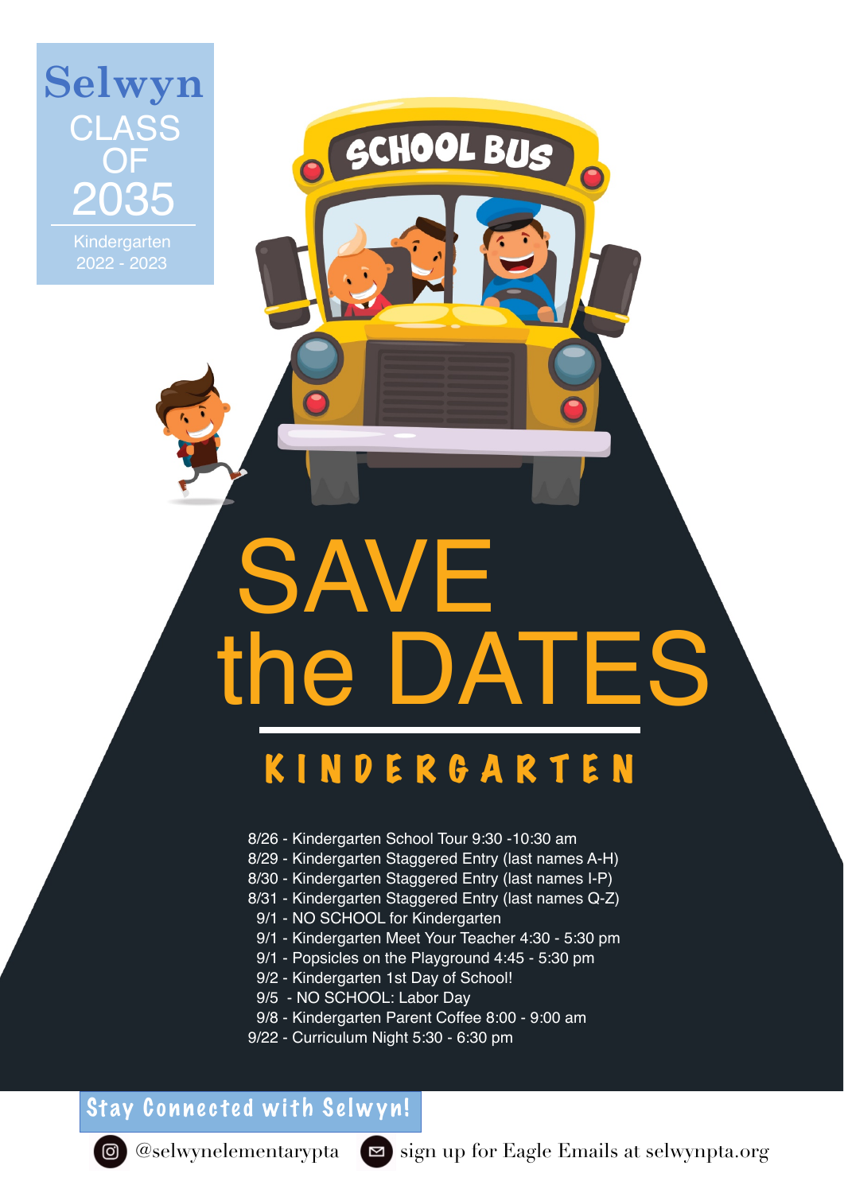**Selwyn**
CLASS OF 2035
Kindergarten
2022 - 2023

SCHOOL BUS

# SAVE the DATES

## KINDERGARTEN

- 8/26 - Kindergarten School Tour 9:30 -10:30 am
- 8/29 - Kindergarten Staggered Entry (last names A-H)
- 8/30 - Kindergarten Staggered Entry (last names I-P)
- 8/31 - Kindergarten Staggered Entry (last names Q-Z)
- 9/1 - NO SCHOOL for Kindergarten
- 9/1 - Kindergarten Meet Your Teacher 4:30 - 5:30 pm
- 9/1 - Popsicles on the Playground 4:45 - 5:30 pm
- 9/2 - Kindergarten 1st Day of School!
- 9/5 - NO SCHOOL: Labor Day
- 9/8 - Kindergarten Parent Coffee 8:00 - 9:00 am
- 9/22 - Curriculum Night 5:30 - 6:30 pm

**Stay Connected with Selwyn!**

@selwynelementarypta    sign up for Eagle Emails at selwynpta.org